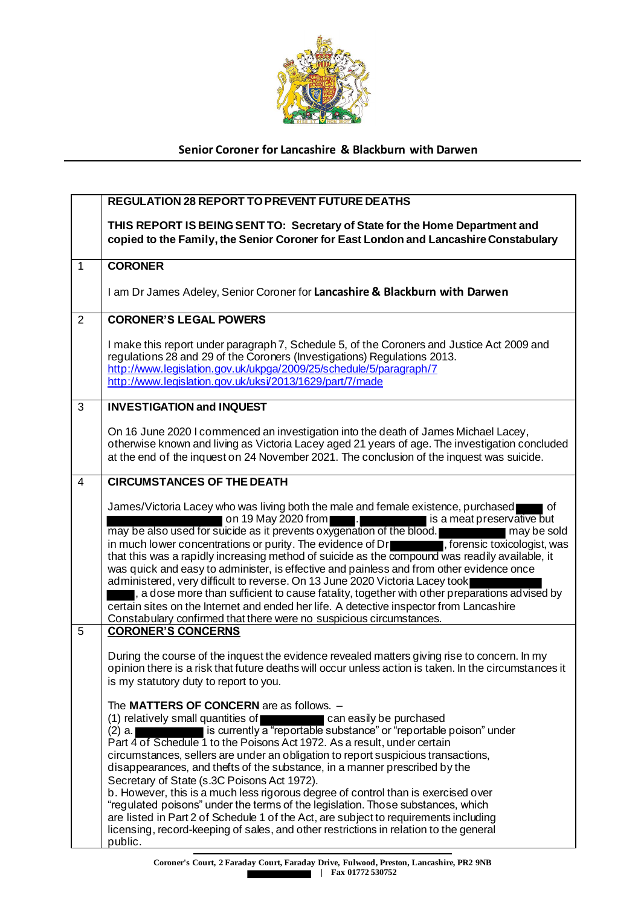## Senior Coroner for Lancashire & Blackburn with Darwen

| | REGULATION 28 REPORT TO PREVENT FUTURE DEATHS<br><br>**THIS REPORT IS BEING SENT TO: Secretary of State for the Home Department and copied to the Family, the Senior Coroner for East London and Lancashire Constabulary** |
|---|---|
| 1 | **CORONER**<br><br>I am Dr James Adeley, Senior Coroner for **Lancashire & Blackburn with Darwen** |
| 2 | **CORONER'S LEGAL POWERS**<br><br>I make this report under paragraph 7, Schedule 5, of the Coroners and Justice Act 2009 and regulations 28 and 29 of the Coroners (Investigations) Regulations 2013.<br>http://www.legislation.gov.uk/ukpga/2009/25/schedule/5/paragraph/7<br>http://www.legislation.gov.uk/uksi/2013/1629/part/7/made |
| 3 | **INVESTIGATION and INQUEST**<br><br>On 16 June 2020 I commenced an investigation into the death of James Michael Lacey, otherwise known and living as Victoria Lacey aged 21 years of age. The investigation concluded at the end of the inquest on 24 November 2021. The conclusion of the inquest was suicide. |
| 4 | **CIRCUMSTANCES OF THE DEATH**<br><br>James/Victoria Lacey who was living both the male and female existence, purchased ████ of ████████████████ on 19 May 2020 from ████. ████████████ is a meat preservative but may be also used for suicide as it prevents oxygenation of the blood. ██████████ may be sold in much lower concentrations or purity. The evidence of Dr ██████████, forensic toxicologist, was that this was a rapidly increasing method of suicide as the compound was readily available, it was quick and easy to administer, is effective and painless and from other evidence once administered, very difficult to reverse. On 13 June 2020 Victoria Lacey took ████████████ ████, a dose more than sufficient to cause fatality, together with other preparations advised by certain sites on the Internet and ended her life. A detective inspector from Lancashire Constabulary confirmed that there were no suspicious circumstances. |
| 5 | **CORONER'S CONCERNS**<br><br>During the course of the inquest the evidence revealed matters giving rise to concern. In my opinion there is a risk that future deaths will occur unless action is taken. In the circumstances it is my statutory duty to report to you.<br><br>The **MATTERS OF CONCERN** are as follows. –<br>(1) relatively small quantities of ██████████ can easily be purchased<br>(2) a. ████████████ is currently a "reportable substance" or "reportable poison" under Part 4 of Schedule 1 to the Poisons Act 1972. As a result, under certain circumstances, sellers are under an obligation to report suspicious transactions, disappearances, and thefts of the substance, in a manner prescribed by the Secretary of State (s.3C Poisons Act 1972).<br>b. However, this is a much less rigorous degree of control than is exercised over "regulated poisons" under the terms of the legislation. Those substances, which are listed in Part 2 of Schedule 1 of the Act, are subject to requirements including licensing, record-keeping of sales, and other restrictions in relation to the general public. |

Coroner's Court, 2 Faraday Court, Faraday Drive, Fulwood, Preston, Lancashire, PR2 9NB
████████ | Fax 01772 530752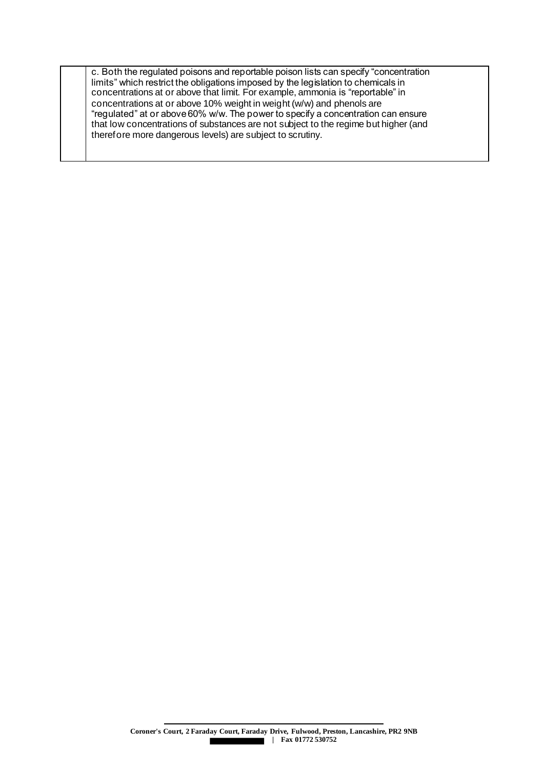|  | c. Both the regulated poisons and reportable poison lists can specify "concentration limits" which restrict the obligations imposed by the legislation to chemicals in concentrations at or above that limit. For example, ammonia is "reportable" in concentrations at or above 10% weight in weight (w/w) and phenols are "regulated" at or above 60% w/w. The power to specify a concentration can ensure that low concentrations of substances are not subject to the regime but higher (and therefore more dangerous levels) are subject to scrutiny. |
|---|---|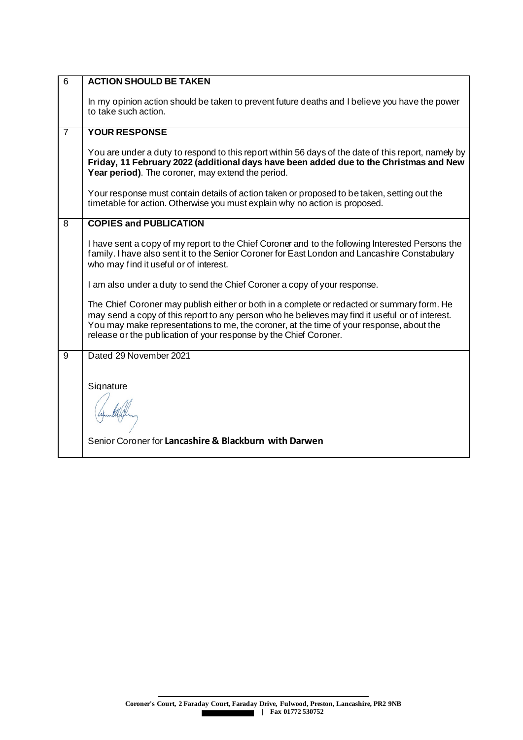| | |
|---|---|
| 6 | **ACTION SHOULD BE TAKEN**<br><br>In my opinion action should be taken to prevent future deaths and I believe you have the power to take such action. |
| 7 | **YOUR RESPONSE**<br><br>You are under a duty to respond to this report within 56 days of the date of this report, namely by **Friday, 11 February 2022 (additional days have been added due to the Christmas and New Year period)**. The coroner, may extend the period.<br><br>Your response must contain details of action taken or proposed to be taken, setting out the timetable for action. Otherwise you must explain why no action is proposed. |
| 8 | **COPIES and PUBLICATION**<br><br>I have sent a copy of my report to the Chief Coroner and to the following Interested Persons the family. I have also sent it to the Senior Coroner for East London and Lancashire Constabulary who may find it useful or of interest.<br><br>I am also under a duty to send the Chief Coroner a copy of your response.<br><br>The Chief Coroner may publish either or both in a complete or redacted or summary form. He may send a copy of this report to any person who he believes may find it useful or of interest. You may make representations to me, the coroner, at the time of your response, about the release or the publication of your response by the Chief Coroner. |
| 9 | Dated 29 November 2021<br><br>Signature<br><br>Senior Coroner for **Lancashire & Blackburn with Darwen** |

**Coroner's Court, 2 Faraday Court, Faraday Drive, Fulwood, Preston, Lancashire, PR2 9NB**
**| Fax 01772 530752**